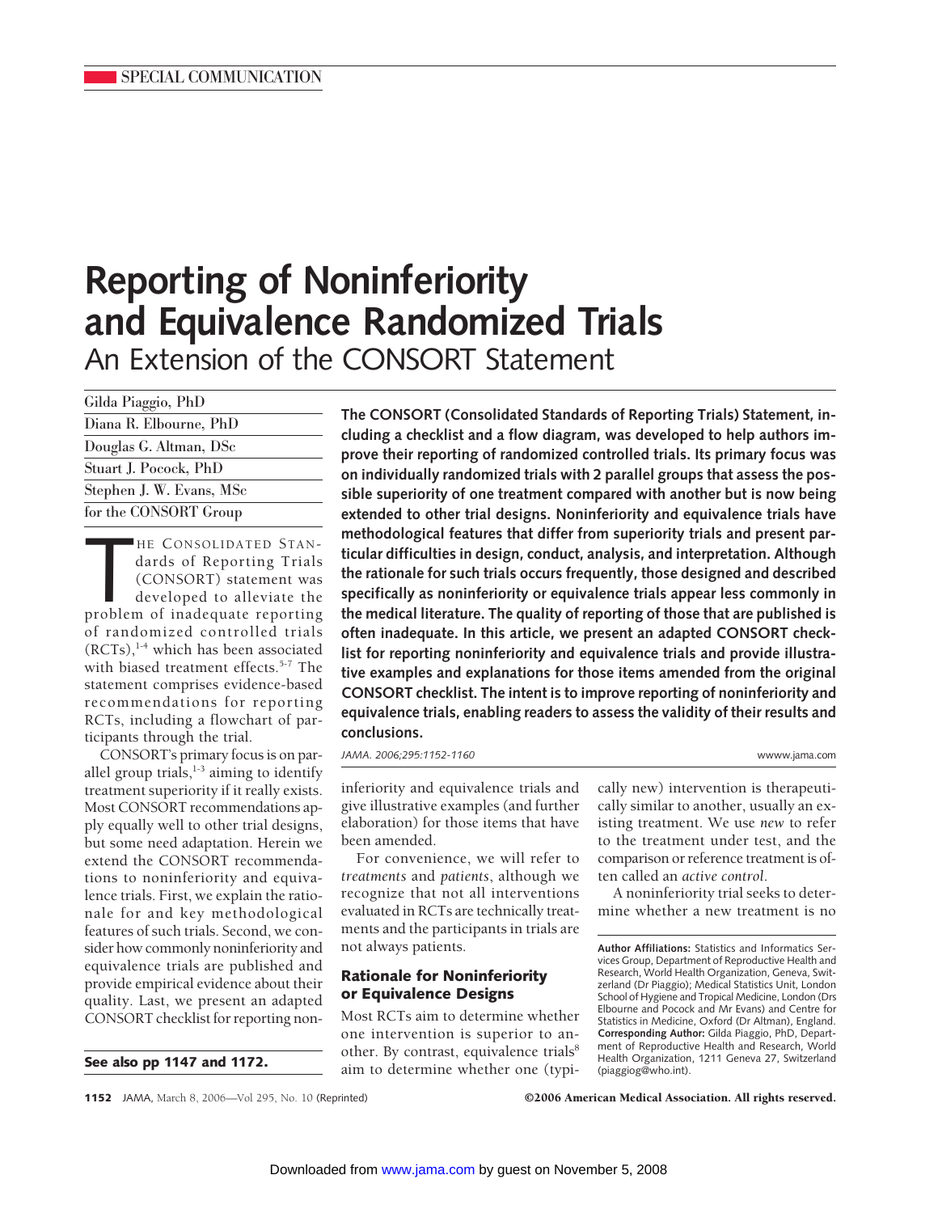SPECIAL COMMUNICATION

# Reporting of Noninferiority and Equivalence Randomized Trials

## An Extension of the CONSORT Statement

Gilda Piaggio, PhD
Diana R. Elbourne, PhD
Douglas G. Altman, DSc
Stuart J. Pocock, PhD
Stephen J. W. Evans, MSc
for the CONSORT Group

**The CONSORT (Consolidated Standards of Reporting Trials) Statement, including a checklist and a flow diagram, was developed to help authors improve their reporting of randomized controlled trials. Its primary focus was on individually randomized trials with 2 parallel groups that assess the possible superiority of one treatment compared with another but is now being extended to other trial designs. Noninferiority and equivalence trials have methodological features that differ from superiority trials and present particular difficulties in design, conduct, analysis, and interpretation. Although the rationale for such trials occurs frequently, those designed and described specifically as noninferiority or equivalence trials appear less commonly in the medical literature. The quality of reporting of those that are published is often inadequate. In this article, we present an adapted CONSORT checklist for reporting noninferiority and equivalence trials and provide illustrative examples and explanations for those items amended from the original CONSORT checklist. The intent is to improve reporting of noninferiority and equivalence trials, enabling readers to assess the validity of their results and conclusions.**

*JAMA. 2006;295:1152-1160*

wwww.jama.com

THE CONSOLIDATED STANDARDS of Reporting Trials (CONSORT) statement was developed to alleviate the problem of inadequate reporting of randomized controlled trials (RCTs),[1-4] which has been associated with biased treatment effects.[5-7] The statement comprises evidence-based recommendations for reporting RCTs, including a flowchart of participants through the trial.

CONSORT's primary focus is on parallel group trials,[1-3] aiming to identify treatment superiority if it really exists. Most CONSORT recommendations apply equally well to other trial designs, but some need adaptation. Herein we extend the CONSORT recommendations to noninferiority and equivalence trials. First, we explain the rationale for and key methodological features of such trials. Second, we consider how commonly noninferiority and equivalence trials are published and provide empirical evidence about their quality. Last, we present an adapted CONSORT checklist for reporting noninferiority and equivalence trials and give illustrative examples (and further elaboration) for those items that have been amended.

**See also pp 1147 and 1172.**

For convenience, we will refer to *treatments* and *patients*, although we recognize that not all interventions evaluated in RCTs are technically treatments and the participants in trials are not always patients.

### Rationale for Noninferiority or Equivalence Designs

Most RCTs aim to determine whether one intervention is superior to another. By contrast, equivalence trials[8] aim to determine whether one (typically new) intervention is therapeutically similar to another, usually an existing treatment. We use *new* to refer to the treatment under test, and the comparison or reference treatment is often called an *active control*.

A noninferiority trial seeks to determine whether a new treatment is no

**Author Affiliations:** Statistics and Informatics Services Group, Department of Reproductive Health and Research, World Health Organization, Geneva, Switzerland (Dr Piaggio); Medical Statistics Unit, London School of Hygiene and Tropical Medicine, London (Drs Elbourne and Pocock and Mr Evans) and Centre for Statistics in Medicine, Oxford (Dr Altman), England.
**Corresponding Author:** Gilda Piaggio, PhD, Department of Reproductive Health and Research, World Health Organization, 1211 Geneva 27, Switzerland (piaggiog@who.int).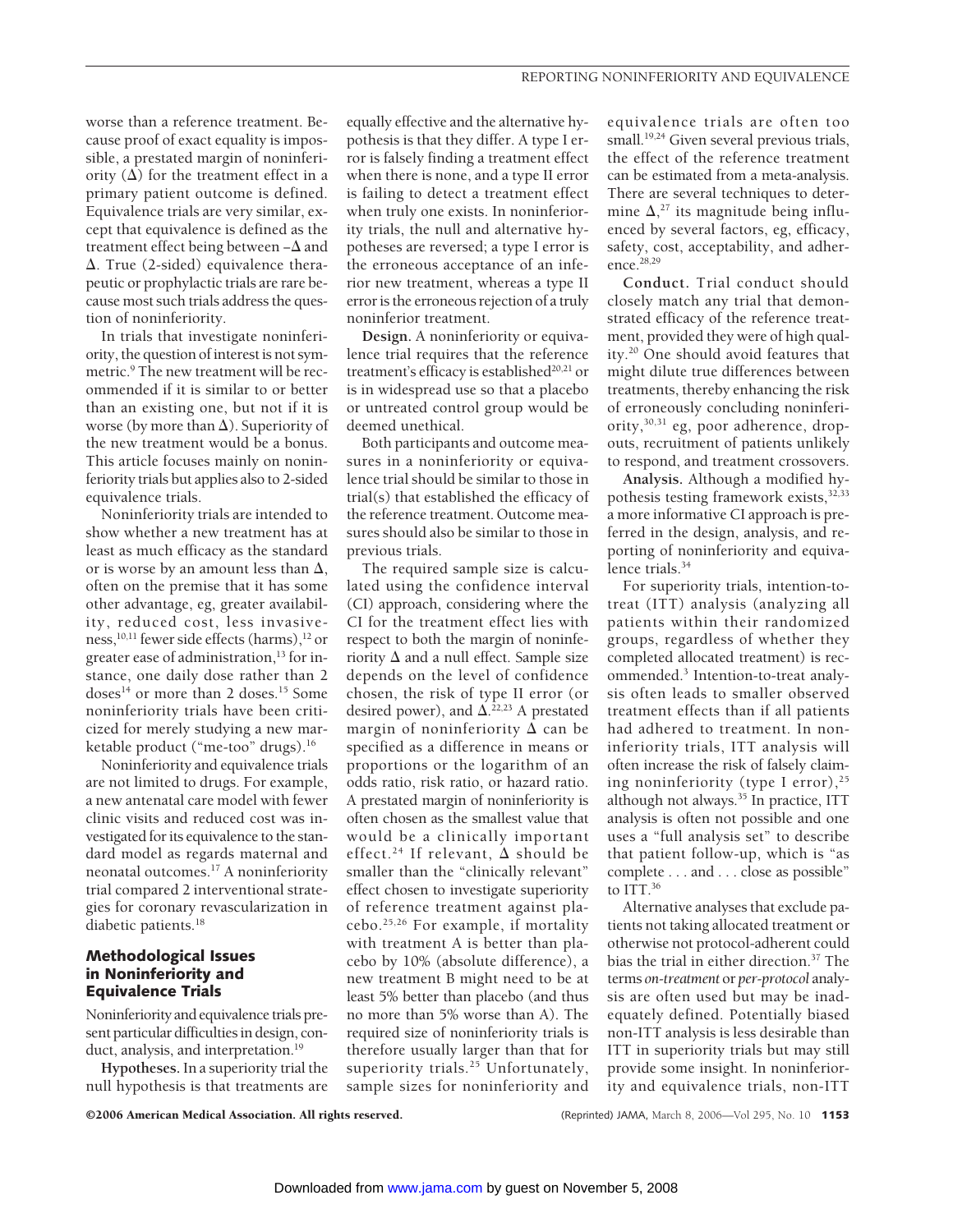worse than a reference treatment. Because proof of exact equality is impossible, a prestated margin of noninferiority ($\Delta$) for the treatment effect in a primary patient outcome is defined. Equivalence trials are very similar, except that equivalence is defined as the treatment effect being between $-\Delta$ and $\Delta$. True (2-sided) equivalence therapeutic or prophylactic trials are rare because most such trials address the question of noninferiority.

In trials that investigate noninferiority, the question of interest is not symmetric.[9] The new treatment will be recommended if it is similar to or better than an existing one, but not if it is worse (by more than $\Delta$). Superiority of the new treatment would be a bonus. This article focuses mainly on noninferiority trials but applies also to 2-sided equivalence trials.

Noninferiority trials are intended to show whether a new treatment has at least as much efficacy as the standard or is worse by an amount less than $\Delta$, often on the premise that it has some other advantage, eg, greater availability, reduced cost, less invasiveness,[10,11] fewer side effects (harms),[12] or greater ease of administration,[13] for instance, one daily dose rather than 2 doses[14] or more than 2 doses.[15] Some noninferiority trials have been criticized for merely studying a new marketable product ("me-too" drugs).[16]

Noninferiority and equivalence trials are not limited to drugs. For example, a new antenatal care model with fewer clinic visits and reduced cost was investigated for its equivalence to the standard model as regards maternal and neonatal outcomes.[17] A noninferiority trial compared 2 interventional strategies for coronary revascularization in diabetic patients.[18]

## Methodological Issues in Noninferiority and Equivalence Trials

Noninferiority and equivalence trials present particular difficulties in design, conduct, analysis, and interpretation.[19]

**Hypotheses.** In a superiority trial the null hypothesis is that treatments are equally effective and the alternative hypothesis is that they differ. A type I error is falsely finding a treatment effect when there is none, and a type II error is failing to detect a treatment effect when truly one exists. In noninferiority trials, the null and alternative hypotheses are reversed; a type I error is the erroneous acceptance of an inferior new treatment, whereas a type II error is the erroneous rejection of a truly noninferior treatment.

**Design.** A noninferiority or equivalence trial requires that the reference treatment's efficacy is established[20,21] or is in widespread use so that a placebo or untreated control group would be deemed unethical.

Both participants and outcome measures in a noninferiority or equivalence trial should be similar to those in trial(s) that established the efficacy of the reference treatment. Outcome measures should also be similar to those in previous trials.

The required sample size is calculated using the confidence interval (CI) approach, considering where the CI for the treatment effect lies with respect to both the margin of noninferiority $\Delta$ and a null effect. Sample size depends on the level of confidence chosen, the risk of type II error (or desired power), and $\Delta$.[22,23] A prestated margin of noninferiority $\Delta$ can be specified as a difference in means or proportions or the logarithm of an odds ratio, risk ratio, or hazard ratio. A prestated margin of noninferiority is often chosen as the smallest value that would be a clinically important effect.[24] If relevant, $\Delta$ should be smaller than the "clinically relevant" effect chosen to investigate superiority of reference treatment against placebo.[25,26] For example, if mortality with treatment A is better than placebo by 10% (absolute difference), a new treatment B might need to be at least 5% better than placebo (and thus no more than 5% worse than A). The required size of noninferiority trials is therefore usually larger than that for superiority trials.[25] Unfortunately, sample sizes for noninferiority and equivalence trials are often too small.[19,24] Given several previous trials, the effect of the reference treatment can be estimated from a meta-analysis. There are several techniques to determine $\Delta$,[27] its magnitude being influenced by several factors, eg, efficacy, safety, cost, acceptability, and adherence.[28,29]

**Conduct.** Trial conduct should closely match any trial that demonstrated efficacy of the reference treatment, provided they were of high quality.[20] One should avoid features that might dilute true differences between treatments, thereby enhancing the risk of erroneously concluding noninferiority,[30,31] eg, poor adherence, dropouts, recruitment of patients unlikely to respond, and treatment crossovers.

**Analysis.** Although a modified hypothesis testing framework exists,[32,33] a more informative CI approach is preferred in the design, analysis, and reporting of noninferiority and equivalence trials.[34]

For superiority trials, intention-to-treat (ITT) analysis (analyzing all patients within their randomized groups, regardless of whether they completed allocated treatment) is recommended.[3] Intention-to-treat analysis often leads to smaller observed treatment effects than if all patients had adhered to treatment. In noninferiority trials, ITT analysis will often increase the risk of falsely claiming noninferiority (type I error),[25] although not always.[35] In practice, ITT analysis is often not possible and one uses a "full analysis set" to describe that patient follow-up, which is "as complete . . . and . . . close as possible" to ITT.[36]

Alternative analyses that exclude patients not taking allocated treatment or otherwise not protocol-adherent could bias the trial in either direction.[37] The terms *on-treatment* or *per-protocol* analysis are often used but may be inadequately defined. Potentially biased non-ITT analysis is less desirable than ITT in superiority trials but may still provide some insight. In noninferiority and equivalence trials, non-ITT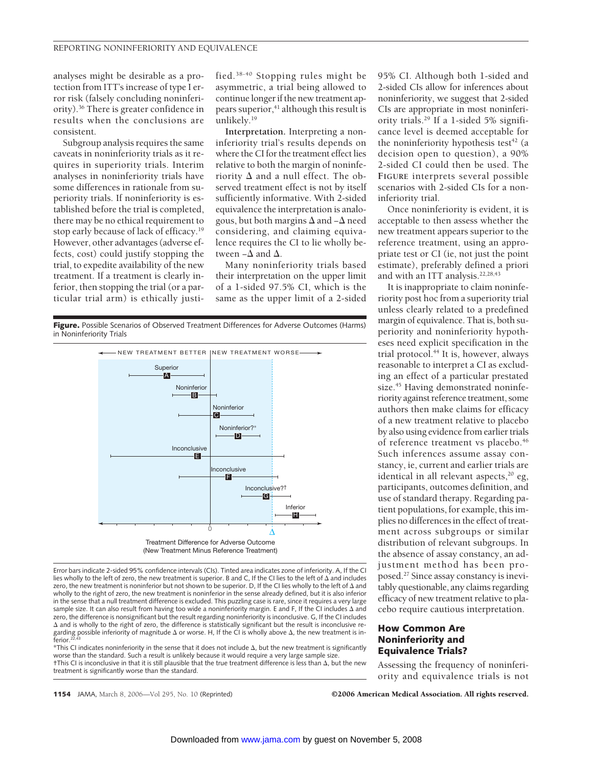analyses might be desirable as a protection from ITT's increase of type I error risk (falsely concluding noninferiority).[36] There is greater confidence in results when the conclusions are consistent.

Subgroup analysis requires the same caveats in noninferiority trials as it requires in superiority trials. Interim analyses in noninferiority trials have some differences in rationale from superiority trials. If noninferiority is established before the trial is completed, there may be no ethical requirement to stop early because of lack of efficacy.[19] However, other advantages (adverse effects, cost) could justify stopping the trial, to expedite availability of the new treatment. If a treatment is clearly inferior, then stopping the trial (or a particular trial arm) is ethically justified.[38-40] Stopping rules might be asymmetric, a trial being allowed to continue longer if the new treatment appears superior,[41] although this result is unlikely.[19]

**Interpretation.** Interpreting a noninferiority trial's results depends on where the CI for the treatment effect lies relative to both the margin of noninferiority $\Delta$ and a null effect. The observed treatment effect is not by itself sufficiently informative. With 2-sided equivalence the interpretation is analogous, but both margins $\Delta$ and $-\Delta$ need considering, and claiming equivalence requires the CI to lie wholly between $-\Delta$ and $\Delta$.

Many noninferiority trials based their interpretation on the upper limit of a 1-sided 97.5% CI, which is the same as the upper limit of a 2-sided 95% CI. Although both 1-sided and 2-sided CIs allow for inferences about noninferiority, we suggest that 2-sided CIs are appropriate in most noninferiority trials.[29] If a 1-sided 5% significance level is deemed acceptable for the noninferiority hypothesis test[42] (a decision open to question), a 90% 2-sided CI could then be used. The FIGURE interprets several possible scenarios with 2-sided CIs for a noninferiority trial.

Once noninferiority is evident, it is acceptable to then assess whether the new treatment appears superior to the reference treatment, using an appropriate test or CI (ie, not just the point estimate), preferably defined a priori and with an ITT analysis.[22,28,43]

It is inappropriate to claim noninferiority post hoc from a superiority trial unless clearly related to a predefined margin of equivalence. That is, both superiority and noninferiority hypotheses need explicit specification in the trial protocol.[44] It is, however, always reasonable to interpret a CI as excluding an effect of a particular prestated size.[45] Having demonstrated noninferiority against reference treatment, some authors then make claims for efficacy of a new treatment relative to placebo by also using evidence from earlier trials of reference treatment vs placebo.[46] Such inferences assume assay constancy, ie, current and earlier trials are identical in all relevant aspects,[20] eg, participants, outcomes definition, and use of standard therapy. Regarding patient populations, for example, this implies no differences in the effect of treatment across subgroups or similar distribution of relevant subgroups. In the absence of assay constancy, an adjustment method has been proposed.[27] Since assay constancy is inevitably questionable, any claims regarding efficacy of new treatment relative to placebo require cautious interpretation.

**Figure.** Possible Scenarios of Observed Treatment Differences for Adverse Outcomes (Harms) in Noninferiority Trials

Error bars indicate 2-sided 95% confidence intervals (CIs). Tinted area indicates zone of inferiority. A, If the CI lies wholly to the left of zero, the new treatment is superior. B and C, If the CI lies to the left of $\Delta$ and includes zero, the new treatment is noninferior but not shown to be superior. D, If the CI lies wholly to the left of $\Delta$ and wholly to the right of zero, the new treatment is noninferior in the sense already defined, but it is also inferior in the sense that a null treatment difference is excluded. This puzzling case is rare, since it requires a very large sample size. It can also result from having too wide a noninferiority margin. E and F, If the CI includes $\Delta$ and zero, the difference is nonsignificant but the result regarding noninferiority is inconclusive. G, If the CI includes $\Delta$ and is wholly to the right of zero, the difference is statistically significant but the result is inconclusive regarding possible inferiority of magnitude $\Delta$ or worse. H, If the CI is wholly above $\Delta$, the new treatment is inferior.[22,43]

*This CI indicates noninferiority in the sense that it does not include $\Delta$, but the new treatment is significantly worse than the standard. Such a result is unlikely because it would require a very large sample size.

†This CI is inconclusive in that it is still plausible that the true treatment difference is less than $\Delta$, but the new treatment is significantly worse than the standard.

## How Common Are Noninferiority and Equivalence Trials?

Assessing the frequency of noninferiority and equivalence trials is not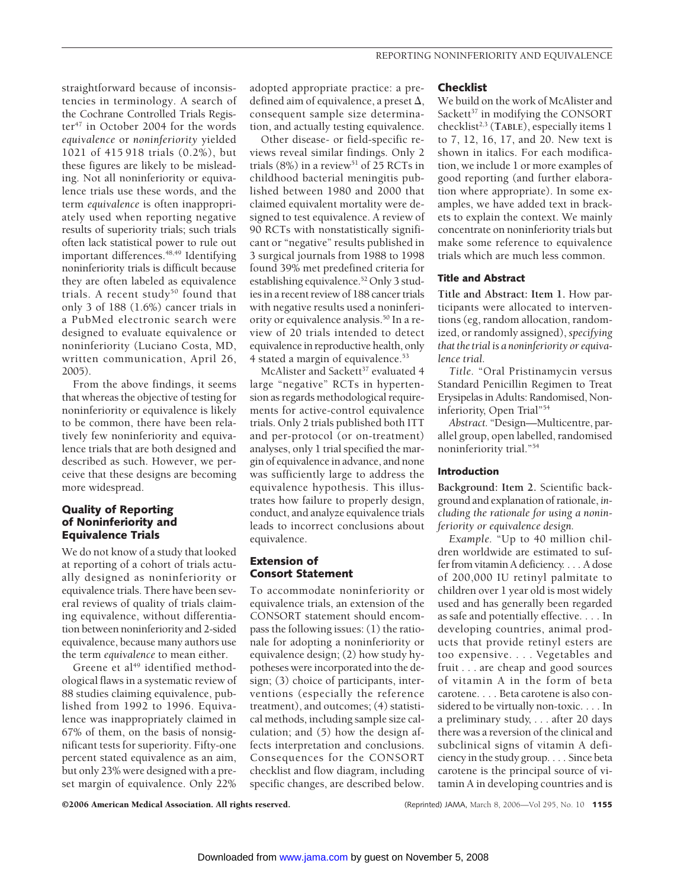straightforward because of inconsistencies in terminology. A search of the Cochrane Controlled Trials Register[47] in October 2004 for the words *equivalence* or *noninferiority* yielded 1021 of 415 918 trials (0.2%), but these figures are likely to be misleading. Not all noninferiority or equivalence trials use these words, and the term *equivalence* is often inappropriately used when reporting negative results of superiority trials; such trials often lack statistical power to rule out important differences.[48,49] Identifying noninferiority trials is difficult because they are often labeled as equivalence trials. A recent study[50] found that only 3 of 188 (1.6%) cancer trials in a PubMed electronic search were designed to evaluate equivalence or noninferiority (Luciano Costa, MD, written communication, April 26, 2005).

From the above findings, it seems that whereas the objective of testing for noninferiority or equivalence is likely to be common, there have been relatively few noninferiority and equivalence trials that are both designed and described as such. However, we perceive that these designs are becoming more widespread.

## Quality of Reporting of Noninferiority and Equivalence Trials

We do not know of a study that looked at reporting of a cohort of trials actually designed as noninferiority or equivalence trials. There have been several reviews of quality of trials claiming equivalence, without differentiation between noninferiority and 2-sided equivalence, because many authors use the term *equivalence* to mean either.

Greene et al[49] identified methodological flaws in a systematic review of 88 studies claiming equivalence, published from 1992 to 1996. Equivalence was inappropriately claimed in 67% of them, on the basis of nonsignificant tests for superiority. Fifty-one percent stated equivalence as an aim, but only 23% were designed with a preset margin of equivalence. Only 22% adopted appropriate practice: a predefined aim of equivalence, a preset $\Delta$, consequent sample size determination, and actually testing equivalence.

Other disease- or field-specific reviews reveal similar findings. Only 2 trials (8%) in a review[51] of 25 RCTs in childhood bacterial meningitis published between 1980 and 2000 that claimed equivalent mortality were designed to test equivalence. A review of 90 RCTs with nonstatistically significant or "negative" results published in 3 surgical journals from 1988 to 1998 found 39% met predefined criteria for establishing equivalence.[52] Only 3 studies in a recent review of 188 cancer trials with negative results used a noninferiority or equivalence analysis.[50] In a review of 20 trials intended to detect equivalence in reproductive health, only 4 stated a margin of equivalence.[53]

McAlister and Sackett[37] evaluated 4 large "negative" RCTs in hypertension as regards methodological requirements for active-control equivalence trials. Only 2 trials published both ITT and per-protocol (or on-treatment) analyses, only 1 trial specified the margin of equivalence in advance, and none was sufficiently large to address the equivalence hypothesis. This illustrates how failure to properly design, conduct, and analyze equivalence trials leads to incorrect conclusions about equivalence.

## Extension of Consort Statement

To accommodate noninferiority or equivalence trials, an extension of the CONSORT statement should encompass the following issues: (1) the rationale for adopting a noninferiority or equivalence design; (2) how study hypotheses were incorporated into the design; (3) choice of participants, interventions (especially the reference treatment), and outcomes; (4) statistical methods, including sample size calculation; and (5) how the design affects interpretation and conclusions. Consequences for the CONSORT checklist and flow diagram, including specific changes, are described below.

## Checklist

We build on the work of McAlister and Sackett[37] in modifying the CONSORT checklist[2,3] (**TABLE**), especially items 1 to 7, 12, 16, 17, and 20. New text is shown in italics. For each modification, we include 1 or more examples of good reporting (and further elaboration where appropriate). In some examples, we have added text in brackets to explain the context. We mainly concentrate on noninferiority trials but make some reference to equivalence trials which are much less common.

### Title and Abstract

**Title and Abstract: Item 1.** How participants were allocated to interventions (eg, random allocation, randomized, or randomly assigned), *specifying that the trial is a noninferiority or equivalence trial.*

*Title.* "Oral Pristinamycin versus Standard Penicillin Regimen to Treat Erysipelas in Adults: Randomised, Noninferiority, Open Trial"[54]

*Abstract.* "Design—Multicentre, parallel group, open labelled, randomised noninferiority trial."[54]

### Introduction

**Background: Item 2.** Scientific background and explanation of rationale, *including the rationale for using a noninferiority or equivalence design.*

*Example.* "Up to 40 million children worldwide are estimated to suffer from vitamin A deficiency. . . . A dose of 200,000 IU retinyl palmitate to children over 1 year old is most widely used and has generally been regarded as safe and potentially effective. . . . In developing countries, animal products that provide retinyl esters are too expensive. . . . Vegetables and fruit . . . are cheap and good sources of vitamin A in the form of beta carotene. . . . Beta carotene is also considered to be virtually non-toxic. . . . In a preliminary study, . . . after 20 days there was a reversion of the clinical and subclinical signs of vitamin A deficiency in the study group. . . . Since beta carotene is the principal source of vitamin A in developing countries and is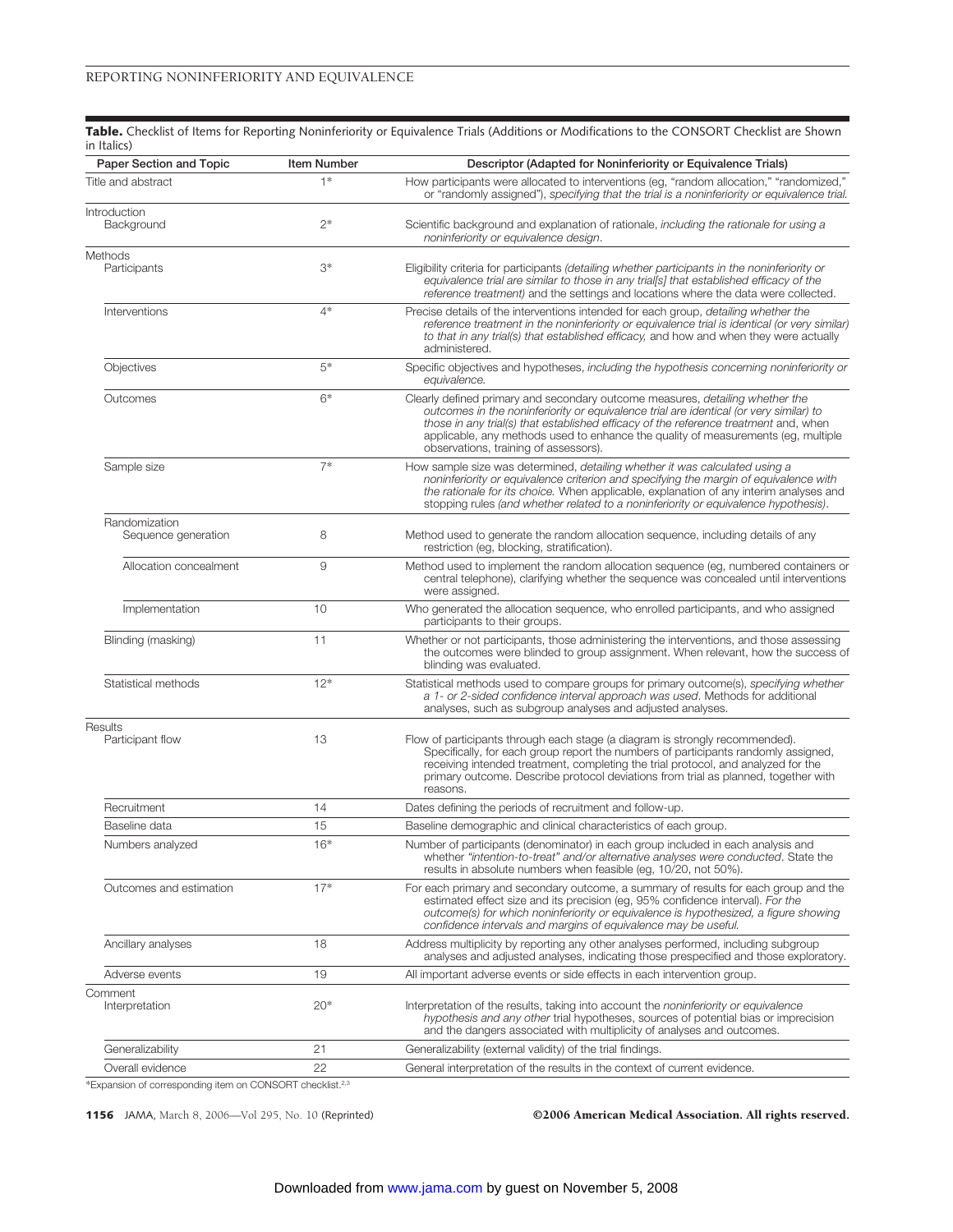**Table.** Checklist of Items for Reporting Noninferiority or Equivalence Trials (Additions or Modifications to the CONSORT Checklist are Shown in Italics)

| Paper Section and Topic | Item Number | Descriptor (Adapted for Noninferiority or Equivalence Trials) |
|---|---|---|
| Title and abstract | 1* | How participants were allocated to interventions (eg, "random allocation," "randomized," or "randomly assigned"), *specifying that the trial is a noninferiority or equivalence trial.* |
| Introduction | | |
| Background | 2* | Scientific background and explanation of rationale, *including the rationale for using a noninferiority or equivalence design*. |
| Methods | | |
| Participants | 3* | Eligibility criteria for participants *(detailing whether participants in the noninferiority or equivalence trial are similar to those in any trial[s] that established efficacy of the reference treatment)* and the settings and locations where the data were collected. |
| Interventions | 4* | Precise details of the interventions intended for each group, *detailing whether the reference treatment in the noninferiority or equivalence trial is identical (or very similar) to that in any trial(s) that established efficacy,* and how and when they were actually administered. |
| Objectives | 5* | Specific objectives and hypotheses, *including the hypothesis concerning noninferiority or equivalence.* |
| Outcomes | 6* | Clearly defined primary and secondary outcome measures, *detailing whether the outcomes in the noninferiority or equivalence trial are identical (or very similar) to those in any trial(s) that established efficacy of the reference treatment* and, when applicable, any methods used to enhance the quality of measurements (eg, multiple observations, training of assessors). |
| Sample size | 7* | How sample size was determined, *detailing whether it was calculated using a noninferiority or equivalence criterion and specifying the margin of equivalence with the rationale for its choice.* When applicable, explanation of any interim analyses and stopping rules *(and whether related to a noninferiority or equivalence hypothesis)*. |
| Randomization | | |
| Sequence generation | 8 | Method used to generate the random allocation sequence, including details of any restriction (eg, blocking, stratification). |
| Allocation concealment | 9 | Method used to implement the random allocation sequence (eg, numbered containers or central telephone), clarifying whether the sequence was concealed until interventions were assigned. |
| Implementation | 10 | Who generated the allocation sequence, who enrolled participants, and who assigned participants to their groups. |
| Blinding (masking) | 11 | Whether or not participants, those administering the interventions, and those assessing the outcomes were blinded to group assignment. When relevant, how the success of blinding was evaluated. |
| Statistical methods | 12* | Statistical methods used to compare groups for primary outcome(s), *specifying whether a 1- or 2-sided confidence interval approach was used*. Methods for additional analyses, such as subgroup analyses and adjusted analyses. |
| Results | | |
| Participant flow | 13 | Flow of participants through each stage (a diagram is strongly recommended). Specifically, for each group report the numbers of participants randomly assigned, receiving intended treatment, completing the trial protocol, and analyzed for the primary outcome. Describe protocol deviations from trial as planned, together with reasons. |
| Recruitment | 14 | Dates defining the periods of recruitment and follow-up. |
| Baseline data | 15 | Baseline demographic and clinical characteristics of each group. |
| Numbers analyzed | 16* | Number of participants (denominator) in each group included in each analysis and *whether "intention-to-treat" and/or alternative analyses were conducted*. State the results in absolute numbers when feasible (eg, 10/20, not 50%). |
| Outcomes and estimation | 17* | For each primary and secondary outcome, a summary of results for each group and the estimated effect size and its precision (eg, 95% confidence interval). *For the outcome(s) for which noninferiority or equivalence is hypothesized, a figure showing confidence intervals and margins of equivalence may be useful.* |
| Ancillary analyses | 18 | Address multiplicity by reporting any other analyses performed, including subgroup analyses and adjusted analyses, indicating those prespecified and those exploratory. |
| Adverse events | 19 | All important adverse events or side effects in each intervention group. |
| Comment | | |
| Interpretation | 20* | Interpretation of the results, taking into account the *noninferiority or equivalence hypothesis and any other* trial hypotheses, sources of potential bias or imprecision and the dangers associated with multiplicity of analyses and outcomes. |
| Generalizability | 21 | Generalizability (external validity) of the trial findings. |
| Overall evidence | 22 | General interpretation of the results in the context of current evidence. |

*Expansion of corresponding item on CONSORT checklist.[2,3]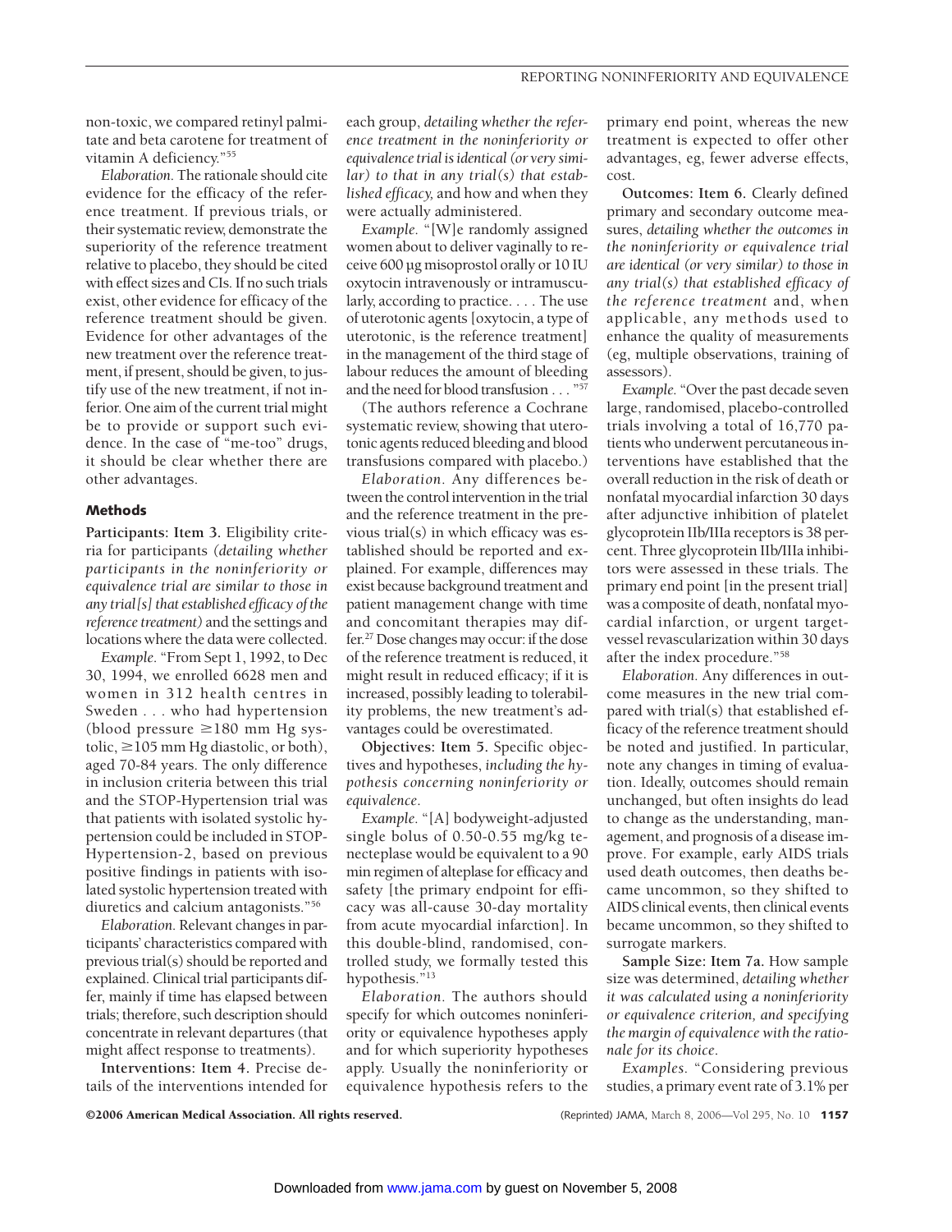non-toxic, we compared retinyl palmitate and beta carotene for treatment of vitamin A deficiency."[55]

*Elaboration.* The rationale should cite evidence for the efficacy of the reference treatment. If previous trials, or their systematic review, demonstrate the superiority of the reference treatment relative to placebo, they should be cited with effect sizes and CIs. If no such trials exist, other evidence for efficacy of the reference treatment should be given. Evidence for other advantages of the new treatment over the reference treatment, if present, should be given, to justify use of the new treatment, if not inferior. One aim of the current trial might be to provide or support such evidence. In the case of "me-too" drugs, it should be clear whether there are other advantages.

## Methods

**Participants: Item 3.** Eligibility criteria for participants *(detailing whether participants in the noninferiority or equivalence trial are similar to those in any trial[s] that established efficacy of the reference treatment)* and the settings and locations where the data were collected.

*Example.* "From Sept 1, 1992, to Dec 30, 1994, we enrolled 6628 men and women in 312 health centres in Sweden . . . who had hypertension (blood pressure ≥180 mm Hg systolic, ≥105 mm Hg diastolic, or both), aged 70-84 years. The only difference in inclusion criteria between this trial and the STOP-Hypertension trial was that patients with isolated systolic hypertension could be included in STOP-Hypertension-2, based on previous positive findings in patients with isolated systolic hypertension treated with diuretics and calcium antagonists."[56]

*Elaboration.* Relevant changes in participants' characteristics compared with previous trial(s) should be reported and explained. Clinical trial participants differ, mainly if time has elapsed between trials; therefore, such description should concentrate in relevant departures (that might affect response to treatments).

**Interventions: Item 4.** Precise details of the interventions intended for each group, *detailing whether the reference treatment in the noninferiority or equivalence trial is identical (or very similar) to that in any trial(s) that established efficacy,* and how and when they were actually administered.

*Example.* "[W]e randomly assigned women about to deliver vaginally to receive 600 μg misoprostol orally or 10 IU oxytocin intravenously or intramuscularly, according to practice. . . . The use of uterotonic agents [oxytocin, a type of uterotonic, is the reference treatment] in the management of the third stage of labour reduces the amount of bleeding and the need for blood transfusion . . . "[57]

(The authors reference a Cochrane systematic review, showing that uterotonic agents reduced bleeding and blood transfusions compared with placebo.)

*Elaboration.* Any differences between the control intervention in the trial and the reference treatment in the previous trial(s) in which efficacy was established should be reported and explained. For example, differences may exist because background treatment and patient management change with time and concomitant therapies may differ.[27] Dose changes may occur: if the dose of the reference treatment is reduced, it might result in reduced efficacy; if it is increased, possibly leading to tolerability problems, the new treatment's advantages could be overestimated.

**Objectives: Item 5.** Specific objectives and hypotheses, *including the hypothesis concerning noninferiority or equivalence.*

*Example.* "[A] bodyweight-adjusted single bolus of 0.50-0.55 mg/kg tenecteplase would be equivalent to a 90 min regimen of alteplase for efficacy and safety [the primary endpoint for efficacy was all-cause 30-day mortality from acute myocardial infarction]. In this double-blind, randomised, controlled study, we formally tested this hypothesis."[13]

*Elaboration.* The authors should specify for which outcomes noninferiority or equivalence hypotheses apply and for which superiority hypotheses apply. Usually the noninferiority or equivalence hypothesis refers to the primary end point, whereas the new treatment is expected to offer other advantages, eg, fewer adverse effects, cost.

**Outcomes: Item 6.** Clearly defined primary and secondary outcome measures, *detailing whether the outcomes in the noninferiority or equivalence trial are identical (or very similar) to those in any trial(s) that established efficacy of the reference treatment* and, when applicable, any methods used to enhance the quality of measurements (eg, multiple observations, training of assessors).

*Example.* "Over the past decade seven large, randomised, placebo-controlled trials involving a total of 16,770 patients who underwent percutaneous interventions have established that the overall reduction in the risk of death or nonfatal myocardial infarction 30 days after adjunctive inhibition of platelet glycoprotein IIb/IIIa receptors is 38 percent. Three glycoprotein IIb/IIIa inhibitors were assessed in these trials. The primary end point [in the present trial] was a composite of death, nonfatal myocardial infarction, or urgent target-vessel revascularization within 30 days after the index procedure."[58]

*Elaboration.* Any differences in outcome measures in the new trial compared with trial(s) that established efficacy of the reference treatment should be noted and justified. In particular, note any changes in timing of evaluation. Ideally, outcomes should remain unchanged, but often insights do lead to change as the understanding, management, and prognosis of a disease improve. For example, early AIDS trials used death outcomes, then deaths became uncommon, so they shifted to AIDS clinical events, then clinical events became uncommon, so they shifted to surrogate markers.

**Sample Size: Item 7a.** How sample size was determined, *detailing whether it was calculated using a noninferiority or equivalence criterion, and specifying the margin of equivalence with the rationale for its choice.*

*Examples.* "Considering previous studies, a primary event rate of 3.1% per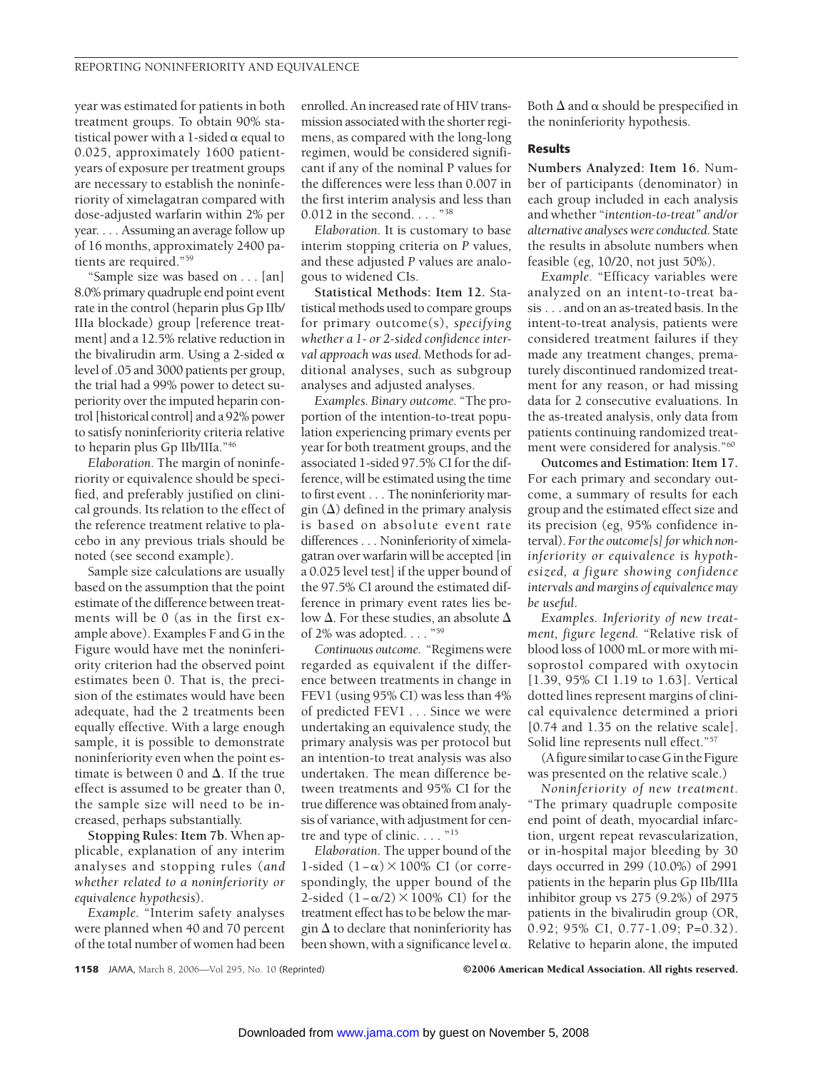year was estimated for patients in both treatment groups. To obtain 90% statistical power with a 1-sided α equal to 0.025, approximately 1600 patient-years of exposure per treatment groups are necessary to establish the noninferiority of ximelagatran compared with dose-adjusted warfarin within 2% per year. . . . Assuming an average follow up of 16 months, approximately 2400 patients are required."[59]

"Sample size was based on . . . [an] 8.0% primary quadruple end point event rate in the control (heparin plus Gp IIb/IIIa blockade) group [reference treatment] and a 12.5% relative reduction in the bivalirudin arm. Using a 2-sided α level of .05 and 3000 patients per group, the trial had a 99% power to detect superiority over the imputed heparin control [historical control] and a 92% power to satisfy noninferiority criteria relative to heparin plus Gp IIb/IIIa."[46]

*Elaboration.* The margin of noninferiority or equivalence should be specified, and preferably justified on clinical grounds. Its relation to the effect of the reference treatment relative to placebo in any previous trials should be noted (see second example).

Sample size calculations are usually based on the assumption that the point estimate of the difference between treatments will be 0 (as in the first example above). Examples F and G in the Figure would have met the noninferiority criterion had the observed point estimates been 0. That is, the precision of the estimates would have been adequate, had the 2 treatments been equally effective. With a large enough sample, it is possible to demonstrate noninferiority even when the point estimate is between 0 and Δ. If the true effect is assumed to be greater than 0, the sample size will need to be increased, perhaps substantially.

**Stopping Rules: Item 7b.** When applicable, explanation of any interim analyses and stopping rules (*and whether related to a noninferiority or equivalence hypothesis*).

*Example.* "Interim safety analyses were planned when 40 and 70 percent of the total number of women had been enrolled. An increased rate of HIV transmission associated with the shorter regimens, as compared with the long-long regimen, would be considered significant if any of the nominal P values for the differences were less than 0.007 in the first interim analysis and less than 0.012 in the second. . . . "[38]

*Elaboration.* It is customary to base interim stopping criteria on *P* values, and these adjusted *P* values are analogous to widened CIs.

**Statistical Methods: Item 12.** Statistical methods used to compare groups for primary outcome(s), *specifying whether a 1- or 2-sided confidence interval approach was used.* Methods for additional analyses, such as subgroup analyses and adjusted analyses.

*Examples. Binary outcome.* "The proportion of the intention-to-treat population experiencing primary events per year for both treatment groups, and the associated 1-sided 97.5% CI for the difference, will be estimated using the time to first event . . . The noninferiority margin (Δ) defined in the primary analysis is based on absolute event rate differences . . . Noninferiority of ximelagatran over warfarin will be accepted [in a 0.025 level test] if the upper bound of the 97.5% CI around the estimated difference in primary event rates lies below Δ. For these studies, an absolute Δ of 2% was adopted. . . . "[59]

*Continuous outcome.* "Regimens were regarded as equivalent if the difference between treatments in change in FEV1 (using 95% CI) was less than 4% of predicted FEV1 . . . Since we were undertaking an equivalence study, the primary analysis was per protocol but an intention-to treat analysis was also undertaken. The mean difference between treatments and 95% CI for the true difference was obtained from analysis of variance, with adjustment for centre and type of clinic. . . . "[15]

*Elaboration.* The upper bound of the 1-sided $(1-\alpha)\times 100\%$ CI (or correspondingly, the upper bound of the 2-sided $(1-\alpha/2)\times 100\%$ CI) for the treatment effect has to be below the margin Δ to declare that noninferiority has been shown, with a significance level α. Both Δ and α should be prespecified in the noninferiority hypothesis.

### Results

**Numbers Analyzed: Item 16.** Number of participants (denominator) in each group included in each analysis and whether "*intention-to-treat" and/or alternative analyses were conducted.* State the results in absolute numbers when feasible (eg, 10/20, not just 50%).

*Example.* "Efficacy variables were analyzed on an intent-to-treat basis . . . and on an as-treated basis. In the intent-to-treat analysis, patients were considered treatment failures if they made any treatment changes, prematurely discontinued randomized treatment for any reason, or had missing data for 2 consecutive evaluations. In the as-treated analysis, only data from patients continuing randomized treatment were considered for analysis."[60]

**Outcomes and Estimation: Item 17.** For each primary and secondary outcome, a summary of results for each group and the estimated effect size and its precision (eg, 95% confidence interval). *For the outcome[s] for which noninferiority or equivalence is hypothesized, a figure showing confidence intervals and margins of equivalence may be useful.*

*Examples. Inferiority of new treatment, figure legend.* "Relative risk of blood loss of 1000 mL or more with misoprostol compared with oxytocin [1.39, 95% CI 1.19 to 1.63]. Vertical dotted lines represent margins of clinical equivalence determined a priori [0.74 and 1.35 on the relative scale]. Solid line represents null effect."[57]

(A figure similar to case G in the Figure was presented on the relative scale.)

*Noninferiority of new treatment.* "The primary quadruple composite end point of death, myocardial infarction, urgent repeat revascularization, or in-hospital major bleeding by 30 days occurred in 299 (10.0%) of 2991 patients in the heparin plus Gp IIb/IIIa inhibitor group vs 275 (9.2%) of 2975 patients in the bivalirudin group (OR, 0.92; 95% CI, 0.77-1.09; P=0.32). Relative to heparin alone, the imputed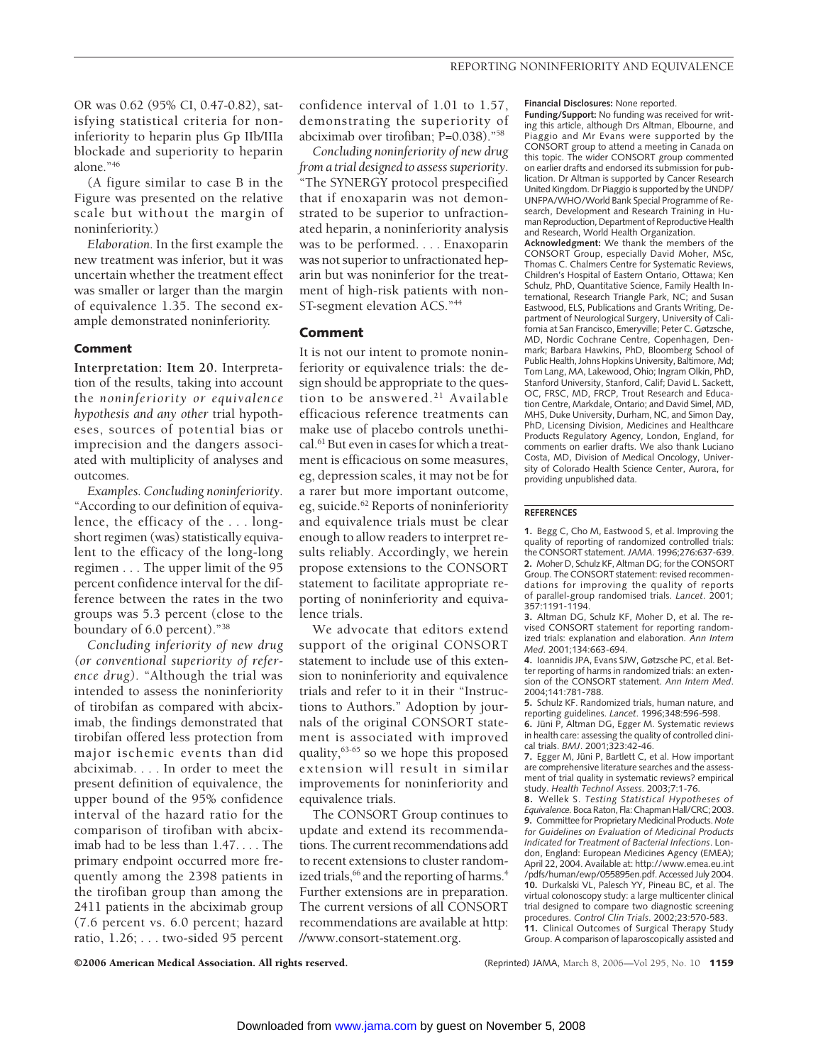OR was 0.62 (95% CI, 0.47-0.82), satisfying statistical criteria for noninferiority to heparin plus Gp IIb/IIIa blockade and superiority to heparin alone."[46]

(A figure similar to case B in the Figure was presented on the relative scale but without the margin of noninferiority.)

*Elaboration.* In the first example the new treatment was inferior, but it was uncertain whether the treatment effect was smaller or larger than the margin of equivalence 1.35. The second example demonstrated noninferiority.

### Comment

**Interpretation: Item 20.** Interpretation of the results, taking into account the *noninferiority or equivalence hypothesis and any other* trial hypotheses, sources of potential bias or imprecision and the dangers associated with multiplicity of analyses and outcomes.

*Examples. Concluding noninferiority.* "According to our definition of equivalence, the efficacy of the . . . long-short regimen (was) statistically equivalent to the efficacy of the long-long regimen . . . The upper limit of the 95 percent confidence interval for the difference between the rates in the two groups was 5.3 percent (close to the boundary of 6.0 percent)."[38]

*Concluding inferiority of new drug (or conventional superiority of reference drug).* "Although the trial was intended to assess the noninferiority of tirobifan as compared with abciximab, the findings demonstrated that tirobifan offered less protection from major ischemic events than did abciximab. . . . In order to meet the present definition of equivalence, the upper bound of the 95% confidence interval of the hazard ratio for the comparison of tirofiban with abciximab had to be less than 1.47. . . . The primary endpoint occurred more frequently among the 2398 patients in the tirofiban group than among the 2411 patients in the abciximab group (7.6 percent vs. 6.0 percent; hazard ratio, 1.26; . . . two-sided 95 percent confidence interval of 1.01 to 1.57, demonstrating the superiority of abciximab over tirofiban; P=0.038)."[58]

*Concluding noninferiority of new drug from a trial designed to assess superiority.* "The SYNERGY protocol prespecified that if enoxaparin was not demonstrated to be superior to unfractionated heparin, a noninferiority analysis was to be performed. . . . Enaxoparin was not superior to unfractionated heparin but was noninferior for the treatment of high-risk patients with non-ST-segment elevation ACS."[44]

## Comment

It is not our intent to promote noninferiority or equivalence trials: the design should be appropriate to the question to be answered.[21] Available efficacious reference treatments can make use of placebo controls unethical.[61] But even in cases for which a treatment is efficacious on some measures, eg, depression scales, it may not be for a rarer but more important outcome, eg, suicide.[62] Reports of noninferiority and equivalence trials must be clear enough to allow readers to interpret results reliably. Accordingly, we herein propose extensions to the CONSORT statement to facilitate appropriate reporting of noninferiority and equivalence trials.

We advocate that editors extend support of the original CONSORT statement to include use of this extension to noninferiority and equivalence trials and refer to it in their "Instructions to Authors." Adoption by journals of the original CONSORT statement is associated with improved quality,[63-65] so we hope this proposed extension will result in similar improvements for noninferiority and equivalence trials.

The CONSORT Group continues to update and extend its recommendations. The current recommendations add to recent extensions to cluster randomized trials,[66] and the reporting of harms.[4] Further extensions are in preparation. The current versions of all CONSORT recommendations are available at http://www.consort-statement.org.

**Financial Disclosures:** None reported.

**Funding/Support:** No funding was received for writing this article, although Drs Altman, Elbourne, and Piaggio and Mr Evans were supported by the CONSORT group to attend a meeting in Canada on this topic. The wider CONSORT group commented on earlier drafts and endorsed its submission for publication. Dr Altman is supported by Cancer Research United Kingdom. Dr Piaggio is supported by the UNDP/UNFPA/WHO/World Bank Special Programme of Research, Development and Research Training in Human Reproduction, Department of Reproductive Health and Research, World Health Organization.

**Acknowledgment:** We thank the members of the CONSORT Group, especially David Moher, MSc, Thomas C. Chalmers Centre for Systematic Reviews, Children's Hospital of Eastern Ontario, Ottawa; Ken Schulz, PhD, Quantitative Science, Family Health International, Research Triangle Park, NC; and Susan Eastwood, ELS, Publications and Grants Writing, Department of Neurological Surgery, University of California at San Francisco, Emeryville; Peter C. Gøtzsche, MD, Nordic Cochrane Centre, Copenhagen, Denmark; Barbara Hawkins, PhD, Bloomberg School of Public Health, Johns Hopkins University, Baltimore, Md; Tom Lang, MA, Lakewood, Ohio; Ingram Olkin, PhD, Stanford University, Stanford, Calif; David L. Sackett, OC, FRSC, MD, FRCP, Trout Research and Education Centre, Markdale, Ontario; and David Simel, MD, MHS, Duke University, Durham, NC, and Simon Day, PhD, Licensing Division, Medicines and Healthcare Products Regulatory Agency, London, England, for comments on earlier drafts. We also thank Luciano Costa, MD, Division of Medical Oncology, University of Colorado Health Science Center, Aurora, for providing unpublished data.

## REFERENCES

1. Begg C, Cho M, Eastwood S, et al. Improving the quality of reporting of randomized controlled trials: the CONSORT statement. *JAMA*. 1996;276:637-639.
2. Moher D, Schulz KF, Altman DG; for the CONSORT Group. The CONSORT statement: revised recommendations for improving the quality of reports of parallel-group randomised trials. *Lancet*. 2001; 357:1191-1194.
3. Altman DG, Schulz KF, Moher D, et al. The revised CONSORT statement for reporting randomized trials: explanation and elaboration. *Ann Intern Med*. 2001;134:663-694.
4. Ioannidis JPA, Evans SJW, Gøtzsche PC, et al. Better reporting of harms in randomized trials: an extension of the CONSORT statement. *Ann Intern Med*. 2004;141:781-788.
5. Schulz KF. Randomized trials, human nature, and reporting guidelines. *Lancet*. 1996;348:596-598.
6. Jüni P, Altman DG, Egger M. Systematic reviews in health care: assessing the quality of controlled clinical trials. *BMJ*. 2001;323:42-46.
7. Egger M, Jüni P, Bartlett C, et al. How important are comprehensive literature searches and the assessment of trial quality in systematic reviews? empirical study. *Health Technol Assess*. 2003;7:1-76.
8. Wellek S. *Testing Statistical Hypotheses of Equivalence.* Boca Raton, Fla: Chapman Hall/CRC; 2003.
9. Committee for Proprietary Medicinal Products. *Note for Guidelines on Evaluation of Medicinal Products Indicated for Treatment of Bacterial Infections*. London, England: European Medicines Agency (EMEA); April 22, 2004. Available at: http://www.emea.eu.int/pdfs/human/ewp/055895en.pdf. Accessed July 2004.
10. Durkalski VL, Palesch YY, Pineau BC, et al. The virtual colonoscopy study: a large multicenter clinical trial designed to compare two diagnostic screening procedures. *Control Clin Trials*. 2002;23:570-583.
11. Clinical Outcomes of Surgical Therapy Study Group. A comparison of laparoscopically assisted and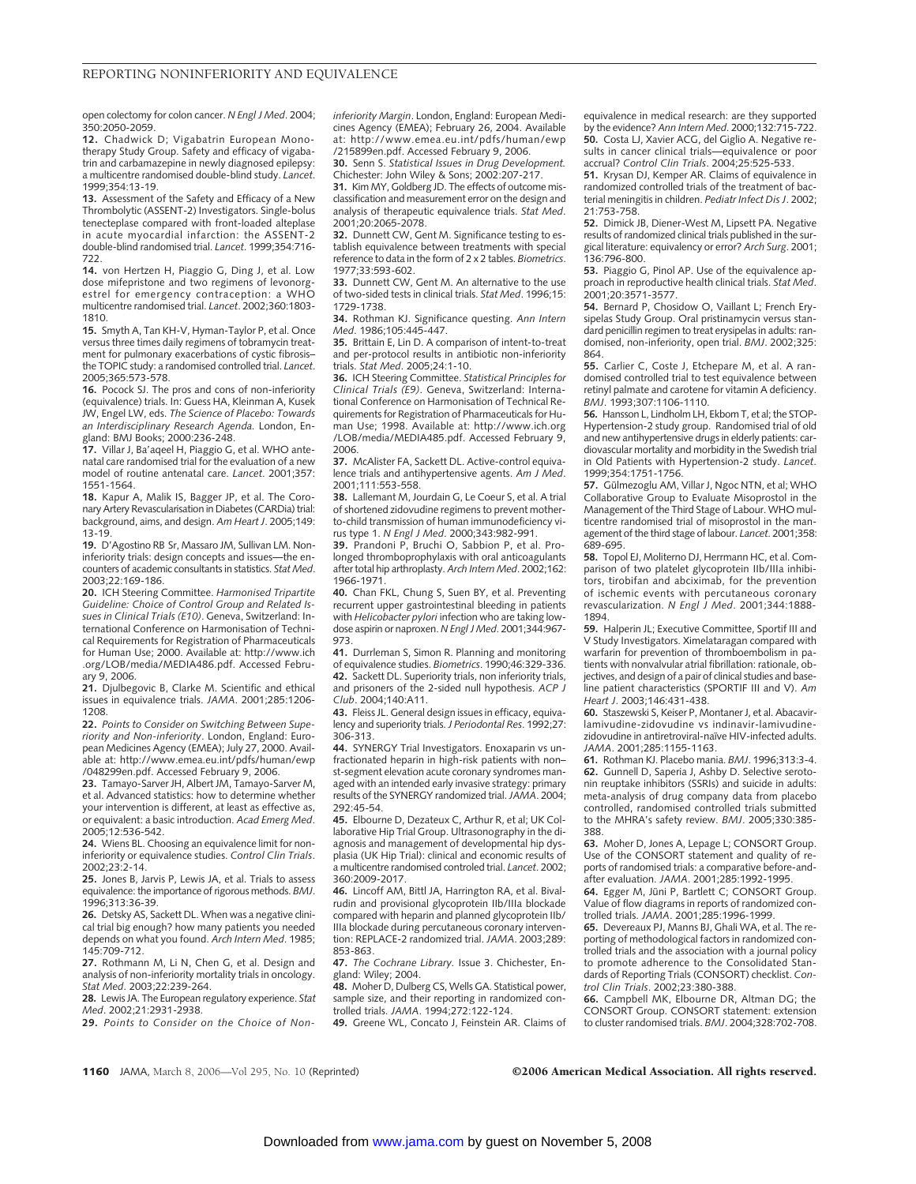open colectomy for colon cancer. *N Engl J Med*. 2004;350:2050-2059.

**12.** Chadwick D; Vigabatrin European Monotherapy Study Group. Safety and efficacy of vigabatrin and carbamazepine in newly diagnosed epilepsy: a multicentre randomised double-blind study. *Lancet*. 1999;354:13-19.

**13.** Assessment of the Safety and Efficacy of a New Thrombolytic (ASSENT-2) Investigators. Single-bolus tenecteplase compared with front-loaded alteplase in acute myocardial infarction: the ASSENT-2 double-blind randomised trial. *Lancet*. 1999;354:716-722.

**14.** von Hertzen H, Piaggio G, Ding J, et al. Low dose mifepristone and two regimens of levonorgestrel for emergency contraception: a WHO multicentre randomised trial. *Lancet*. 2002;360:1803-1810.

**15.** Smyth A, Tan KH-V, Hyman-Taylor P, et al. Once versus three times daily regimens of tobramycin treatment for pulmonary exacerbations of cystic fibrosis–the TOPIC study: a randomised controlled trial. *Lancet*. 2005;365:573-578.

**16.** Pocock SJ. The pros and cons of non-inferiority (equivalence) trials. In: Guess HA, Kleinman A, Kusek JW, Engel LW, eds. *The Science of Placebo: Towards an Interdisciplinary Research Agenda*. London, England: BMJ Books; 2000:236-248.

**17.** Villar J, Ba'aqeel H, Piaggio G, et al. WHO antenatal care randomised trial for the evaluation of a new model of routine antenatal care. *Lancet*. 2001;357:1551-1564.

**18.** Kapur A, Malik IS, Bagger JP, et al. The Coronary Artery Revascularisation in Diabetes (CARDia) trial: background, aims, and design. *Am Heart J*. 2005;149:13-19.

**19.** D'Agostino RB Sr, Massaro JM, Sullivan LM. Non-inferiority trials: design concepts and issues—the encounters of academic consultants in statistics. *Stat Med*. 2003;22:169-186.

**20.** ICH Steering Committee. *Harmonised Tripartite Guideline: Choice of Control Group and Related Issues in Clinical Trials (E10)*. Geneva, Switzerland: International Conference on Harmonisation of Technical Requirements for Registration of Pharmaceuticals for Human Use; 2000. Available at: http://www.ich.org/LOB/media/MEDIA486.pdf. Accessed February 9, 2006.

**21.** Djulbegovic B, Clarke M. Scientific and ethical issues in equivalence trials. *JAMA*. 2001;285:1206-1208.

**22.** *Points to Consider on Switching Between Superiority and Non-inferiority*. London, England: European Medicines Agency (EMEA); July 27, 2000. Available at: http://www.emea.eu.int/pdfs/human/ewp/048299en.pdf. Accessed February 9, 2006.

**23.** Tamayo-Sarver JH, Albert JM, Tamayo-Sarver M, et al. Advanced statistics: how to determine whether your intervention is different, at least as effective as, or equivalent: a basic introduction. *Acad Emerg Med*. 2005;12:536-542.

**24.** Wiens BL. Choosing an equivalence limit for non-inferiority or equivalence studies. *Control Clin Trials*. 2002;23:2-14.

**25.** Jones B, Jarvis P, Lewis JA, et al. Trials to assess equivalence: the importance of rigorous methods. *BMJ*. 1996;313:36-39.

**26.** Detsky AS, Sackett DL. When was a negative clinical trial big enough? how many patients you needed depends on what you found. *Arch Intern Med*. 1985;145:709-712.

**27.** Rothmann M, Li N, Chen G, et al. Design and analysis of non-inferiority mortality trials in oncology. *Stat Med*. 2003;22:239-264.

**28.** Lewis JA. The European regulatory experience. *Stat Med*. 2002;21:2931-2938.

**29.** *Points to Consider on the Choice of Non-inferiority Margin*. London, England: European Medicines Agency (EMEA); February 26, 2004. Available at: http://www.emea.eu.int/pdfs/human/ewp/215899en.pdf. Accessed February 9, 2006.

**30.** Senn S. *Statistical Issues in Drug Development*. Chichester: John Wiley & Sons; 2002:207-217.

**31.** Kim MY, Goldberg JD. The effects of outcome misclassification and measurement error on the design and analysis of therapeutic equivalence trials. *Stat Med*. 2001;20:2065-2078.

**32.** Dunnett CW, Gent M. Significance testing to establish equivalence between treatments with special reference to data in the form of 2 x 2 tables. *Biometrics*. 1977;33:593-602.

**33.** Dunnett CW, Gent M. An alternative to the use of two-sided tests in clinical trials. *Stat Med*. 1996;15:1729-1738.

**34.** Rothman KJ. Significance questing. *Ann Intern Med*. 1986;105:445-447.

**35.** Brittain E, Lin D. A comparison of intent-to-treat and per-protocol results in antibiotic non-inferiority trials. *Stat Med*. 2005;24:1-10.

**36.** ICH Steering Committee. *Statistical Principles for Clinical Trials (E9)*. Geneva, Switzerland: International Conference on Harmonisation of Technical Requirements for Registration of Pharmaceuticals for Human Use; 1998. Available at: http://www.ich.org/LOB/media/MEDIA485.pdf. Accessed February 9, 2006.

**37.** McAlister FA, Sackett DL. Active-control equivalence trials and antihypertensive agents. *Am J Med*. 2001;111:553-558.

**38.** Lallemant M, Jourdain G, Le Coeur S, et al. A trial of shortened zidovudine regimens to prevent mother-to-child transmission of human immunodeficiency virus type 1. *N Engl J Med*. 2000;343:982-991.

**39.** Prandoni P, Bruchi O, Sabbion P, et al. Prolonged thromboprophylaxis with oral anticoagulants after total hip arthroplasty. *Arch Intern Med*. 2002;162:1966-1971.

**40.** Chan FKL, Chung S, Suen BY, et al. Preventing recurrent upper gastrointestinal bleeding in patients with *Helicobacter pylori* infection who are taking low-dose aspirin or naproxen. *N Engl J Med*. 2001;344:967-973.

**41.** Durrleman S, Simon R. Planning and monitoring of equivalence studies. *Biometrics*. 1990;46:329-336.

**42.** Sackett DL. Superiority trials, non inferiority trials, and prisoners of the 2-sided null hypothesis. *ACP J Club*. 2004;140:A11.

**43.** Fleiss JL. General design issues in efficacy, equivalency and superiority trials. *J Periodontal Res*. 1992;27:306-313.

**44.** SYNERGY Trial Investigators. Enoxaparin vs unfractionated heparin in high-risk patients with non–st-segment elevation acute coronary syndromes managed with an intended early invasive strategy: primary results of the SYNERGY randomized trial. *JAMA*. 2004;292:45-54.

**45.** Elbourne D, Dezateux C, Arthur R, et al; UK Collaborative Hip Trial Group. Ultrasonography in the diagnosis and management of developmental hip dysplasia (UK Hip Trial): clinical and economic results of a multicentre randomised controled trial. *Lancet*. 2002;360:2009-2017.

**46.** Lincoff AM, Bittl JA, Harrington RA, et al. Bivalrudin and provisional glycoprotein IIb/IIIa blockade compared with heparin and planned glycoprotein IIb/IIIa blockade during percutaneous coronary intervention: REPLACE-2 randomized trial. *JAMA*. 2003;289:853-863.

**47.** *The Cochrane Library*. Issue 3. Chichester, England: Wiley; 2004.

**48.** Moher D, Dulberg CS, Wells GA. Statistical power, sample size, and their reporting in randomized controlled trials. *JAMA*. 1994;272:122-124.

**49.** Greene WL, Concato J, Feinstein AR. Claims of equivalence in medical research: are they supported by the evidence? *Ann Intern Med*. 2000;132:715-722.

**50.** Costa LJ, Xavier ACG, del Giglio A. Negative results in cancer clinical trials—equivalence or poor accrual? *Control Clin Trials*. 2004;25:525-533.

**51.** Krysan DJ, Kemper AR. Claims of equivalence in randomized controlled trials of the treatment of bacterial meningitis in children. *Pediatr Infect Dis J*. 2002;21:753-758.

**52.** Dimick JB, Diener-West M, Lipsett PA. Negative results of randomized clinical trials published in the surgical literature: equivalency or error? *Arch Surg*. 2001;136:796-800.

**53.** Piaggio G, Pinol AP. Use of the equivalence approach in reproductive health clinical trials. *Stat Med*. 2001;20:3571-3577.

**54.** Bernard P, Chosidow O, Vaillant L; French Erysipelas Study Group. Oral pristinamycin versus standard penicillin regimen to treat erysipelas in adults: randomised, non-inferiority, open trial. *BMJ*. 2002;325:864.

**55.** Carlier C, Coste J, Etchepare M, et al. A randomised controlled trial to test equivalence between retinyl palmate and carotene for vitamin A deficiency. *BMJ*. 1993;307:1106-1110.

**56.** Hansson L, Lindholm LH, Ekbom T, et al; the STOP-Hypertension-2 study group. Randomised trial of old and new antihypertensive drugs in elderly patients: cardiovascular mortality and morbidity in the Swedish trial in Old Patients with Hypertension-2 study. *Lancet*. 1999;354:1751-1756.

**57.** Gülmezoglu AM, Villar J, Ngoc NTN, et al; WHO Collaborative Group to Evaluate Misoprostol in the Management of the Third Stage of Labour. WHO multicentre randomised trial of misoprostol in the management of the third stage of labour. *Lancet*. 2001;358:689-695.

**58.** Topol EJ, Moliterno DJ, Herrmann HC, et al. Comparison of two platelet glycoprotein IIb/IIIa inhibitors, tirobifan and abciximab, for the prevention of ischemic events with percutaneous coronary revascularization. *N Engl J Med*. 2001;344:1888-1894.

**59.** Halperin JL; Executive Committee, Sportif III and V Study Investigators. Ximelataragan compared with warfarin for prevention of thromboembolism in patients with nonvalvular atrial fibrillation: rationale, objectives, and design of a pair of clinical studies and baseline patient characteristics (SPORTIF III and V). *Am Heart J*. 2003;146:431-438.

**60.** Staszewski S, Keiser P, Montaner J, et al. Abacavir-lamivudine-zidovudine vs indinavir-lamivudine-zidovudine in antiretroviral-naïve HIV-infected adults. *JAMA*. 2001;285:1155-1163.

**61.** Rothman KJ. Placebo mania. *BMJ*. 1996;313:3-4.

**62.** Gunnell D, Saperia J, Ashby D. Selective serotonin reuptake inhibitors (SSRIs) and suicide in adults: meta-analysis of drug company data from placebo controlled, randomised controlled trials submitted to the MHRA's safety review. *BMJ*. 2005;330:385-388.

**63.** Moher D, Jones A, Lepage L; CONSORT Group. Use of the CONSORT statement and quality of reports of randomised trials: a comparative before-and-after evaluation. *JAMA*. 2001;285:1992-1995.

**64.** Egger M, Jüni P, Bartlett C; CONSORT Group. Value of flow diagrams in reports of randomized controlled trials. *JAMA*. 2001;285:1996-1999.

**65.** Devereaux PJ, Manns BJ, Ghali WA, et al. The reporting of methodological factors in randomized controlled trials and the association with a journal policy to promote adherence to the Consolidated Standards of Reporting Trials (CONSORT) checklist. *Control Clin Trials*. 2002;23:380-388.

**66.** Campbell MK, Elbourne DR, Altman DG; the CONSORT Group. CONSORT statement: extension to cluster randomised trials. *BMJ*. 2004;328:702-708.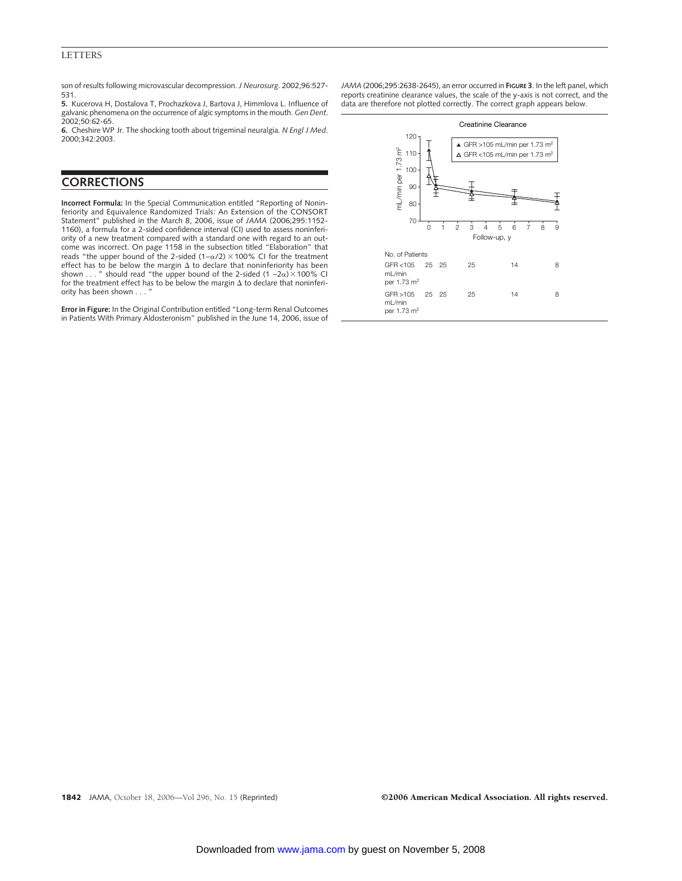son of results following microvascular decompression. *J Neurosurg*. 2002;96:527-531.

**5.** Kucerova H, Dostalova T, Prochazkova J, Bartova J, Himmlova L. Influence of galvanic phenomena on the occurrence of algic symptoms in the mouth. *Gen Dent*. 2002;50:62-65.

**6.** Cheshire WP Jr. The shocking tooth about trigeminal neuralgia. *N Engl J Med*. 2000;342:2003.

## CORRECTIONS

**Incorrect Formula:** In the Special Communication entitled "Reporting of Noninferiority and Equivalence Randomized Trials: An Extension of the CONSORT Statement" published in the March 8, 2006, issue of *JAMA* (2006;295:1152-1160), a formula for a 2-sided confidence interval (CI) used to assess noninferiority of a new treatment compared with a standard one with regard to an outcome was incorrect. On page 1158 in the subsection titled "Elaboration" that reads "the upper bound of the 2-sided $(1-\alpha/2)\times 100\%$ CI for the treatment effect has to be below the margin $\Delta$ to declare that noninferiority has been shown . . . " should read "the upper bound of the 2-sided $(1-2\alpha)\times 100\%$ CI for the treatment effect has to be below the margin $\Delta$ to declare that noninferiority has been shown . . . "

**Error in Figure:** In the Original Contribution entitled "Long-term Renal Outcomes in Patients With Primary Aldosteronism" published in the June 14, 2006, issue of *JAMA* (2006;295:2638-2645), an error occurred in **Figure 3**. In the left panel, which reports creatinine clearance values, the scale of the y-axis is not correct, and the data are therefore not plotted correctly. The correct graph appears below.

Creatinine Clearance

▲ GFR >105 mL/min per 1.73 m²
△ GFR <105 mL/min per 1.73 m²

mL/min per 1.73 m²

120
110
100
90
80
70

0 1 2 3 4 5 6 7 8 9

Follow-up, y

No. of Patients

GFR <105 mL/min per 1.73 m² 25 25 25 14 8

GFR >105 mL/min per 1.73 m² 25 25 25 14 8